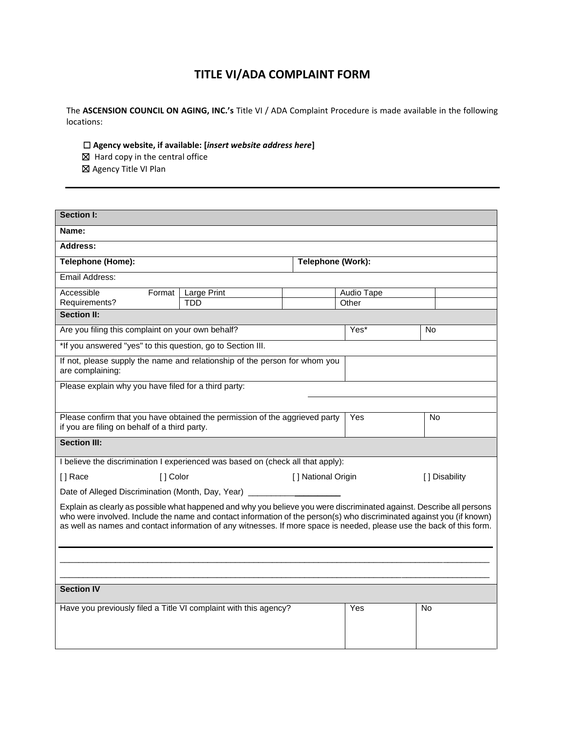# TITLE VI/ADA COMPLAINT FORM

The **ASCENSION COUNCIL ON AGING, INC.'s** Title VI / ADA Complaint Procedure is made available in the following locations:

- ☐ **Agency website, if available: [*insert website address here*]**
- ☒ Hard copy in the central office
- ☒ Agency Title VI Plan

---

| **Section I:** | | | | | |
|---|---|---|---|---|---|
| **Name:** | | | | | |
| **Address:** | | | | | |
| **Telephone (Home):** | | | **Telephone (Work):** | | |
| Email Address: | | | | | |
| Accessible Format Requirements? | Large Print | | Audio Tape | | |
| | TDD | | Other | | |
| **Section II:** | | | | | |
| Are you filing this complaint on your own behalf? | | | Yes* | No | |
| *If you answered "yes" to this question, go to Section III. | | | | | |
| If not, please supply the name and relationship of the person for whom you are complaining: | | | | | |
| Please explain why you have filed for a third party: | | | | | |
| Please confirm that you have obtained the permission of the aggrieved party if you are filing on behalf of a third party. | | | Yes | No | |
| **Section III:** | | | | | |
| I believe the discrimination I experienced was based on (check all that apply): | | | | | |
| [ ] Race | [ ] Color | [ ] National Origin | | [ ] Disability | |
| Date of Alleged Discrimination (Month, Day, Year) ____________________ | | | | | |
| Explain as clearly as possible what happened and why you believe you were discriminated against. Describe all persons who were involved. Include the name and contact information of the person(s) who discriminated against you (if known) as well as names and contact information of any witnesses. If more space is needed, please use the back of this form. | | | | | |
| ____________________________________________________________________________________________ | | | | | |
| ____________________________________________________________________________________________ | | | | | |
| **Section IV** | | | | | |
| Have you previously filed a Title VI complaint with this agency? | | | Yes | No | |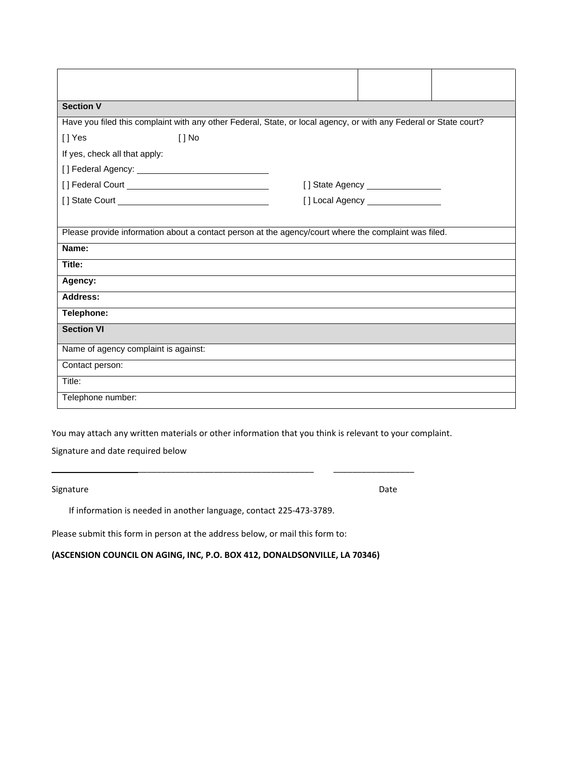| | | |
|---|---|---|
| | | |

| **Section V** |
|---|
| Have you filed this complaint with any other Federal, State, or local agency, or with any Federal or State court? |
| [ ] Yes [ ] No |
| If yes, check all that apply: |
| [ ] Federal Agency: ______________________ |
| [ ] Federal Court ______________________ [ ] State Agency ______________ |
| [ ] State Court ______________________ [ ] Local Agency ______________ |
| Please provide information about a contact person at the agency/court where the complaint was filed. |
| **Name:** |
| **Title:** |
| **Agency:** |
| **Address:** |
| **Telephone:** |

| **Section VI** |
|---|
| Name of agency complaint is against: |
| Contact person: |
| Title: |
| Telephone number: |

You may attach any written materials or other information that you think is relevant to your complaint.

Signature and date required below

_______________________________________________ ________________

Signature Date

If information is needed in another language, contact 225-473-3789.

Please submit this form in person at the address below, or mail this form to:

**(ASCENSION COUNCIL ON AGING, INC, P.O. BOX 412, DONALDSONVILLE, LA 70346)**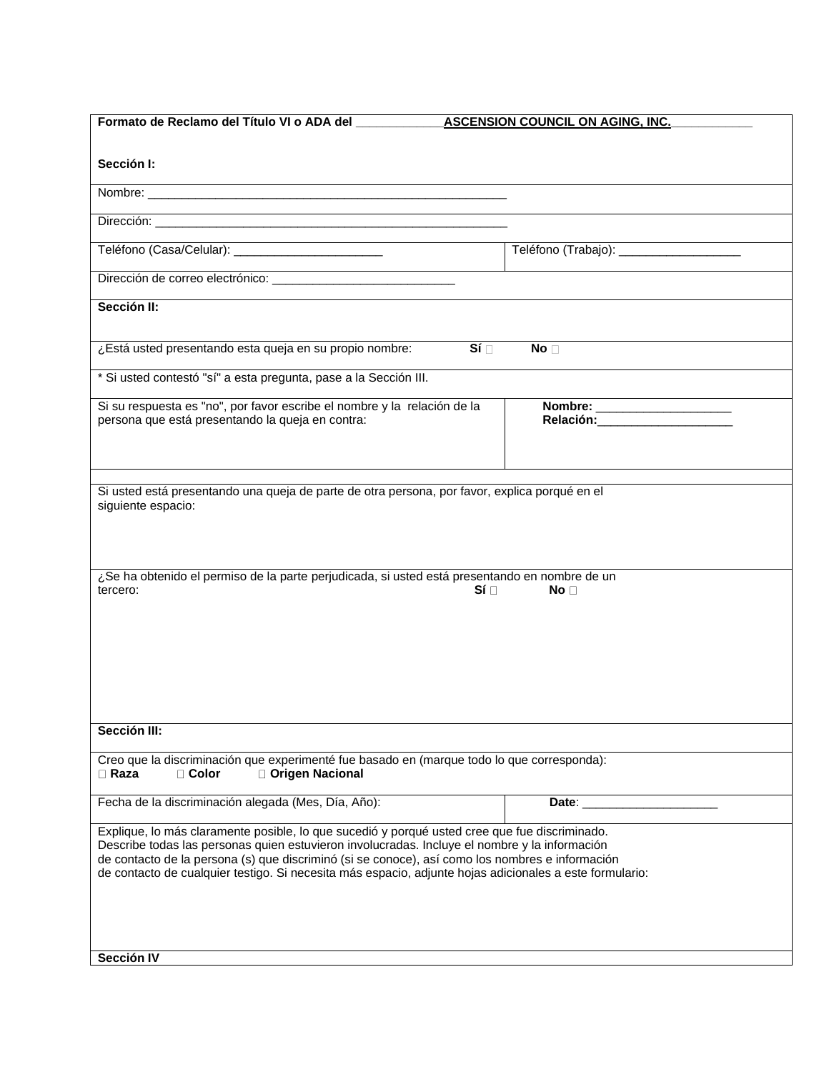**Formato de Reclamo del Título VI o ADA del \_\_\_\_\_\_\_\_\_\_\_\_\_ASCENSION COUNCIL ON AGING, INC.\_\_\_\_\_\_\_\_\_\_\_\_**

**Sección I:**

Nombre: \_\_\_\_\_\_\_\_\_\_\_\_\_\_\_\_\_\_\_\_\_\_\_\_\_\_\_\_\_\_\_\_\_\_\_\_\_\_\_\_\_\_\_\_\_\_\_\_\_\_\_\_\_

Dirección: \_\_\_\_\_\_\_\_\_\_\_\_\_\_\_\_\_\_\_\_\_\_\_\_\_\_\_\_\_\_\_\_\_\_\_\_\_\_\_\_\_\_\_\_\_\_\_\_\_\_\_\_\_

| Teléfono (Casa/Celular): \_\_\_\_\_\_\_\_\_\_\_\_\_\_\_\_\_\_\_\_\_\_ | Teléfono (Trabajo): \_\_\_\_\_\_\_\_\_\_\_\_\_\_\_\_\_\_ |
|---|---|

Dirección de correo electrónico: \_\_\_\_\_\_\_\_\_\_\_\_\_\_\_\_\_\_\_\_\_\_\_\_\_\_\_

**Sección II:**

¿Está usted presentando esta queja en su propio nombre: **Sí** ☐ **No** ☐

\* Si usted contestó "sí" a esta pregunta, pase a la Sección III.

| Si su respuesta es "no", por favor escribe el nombre y la relación de la persona que está presentando la queja en contra: | **Nombre:** \_\_\_\_\_\_\_\_\_\_\_\_\_\_\_\_\_\_\_\_ <br> **Relación:**\_\_\_\_\_\_\_\_\_\_\_\_\_\_\_\_\_\_\_\_ |
|---|---|

Si usted está presentando una queja de parte de otra persona, por favor, explica porqué en el siguiente espacio:

¿Se ha obtenido el permiso de la parte perjudicada, si usted está presentando en nombre de un tercero: **Sí** ☐ **No** ☐

**Sección III:**

Creo que la discriminación que experimenté fue basado en (marque todo lo que corresponda):
☐ **Raza** ☐ **Color** ☐ **Origen Nacional**

| Fecha de la discriminación alegada (Mes, Día, Año): | **Date**: \_\_\_\_\_\_\_\_\_\_\_\_\_\_\_\_\_\_\_\_ |
|---|---|

Explique, lo más claramente posible, lo que sucedió y porqué usted cree que fue discriminado. Describe todas las personas quien estuvieron involucradas. Incluye el nombre y la información de contacto de la persona (s) que discriminó (si se conoce), así como los nombres e información de contacto de cualquier testigo. Si necesita más espacio, adjunte hojas adicionales a este formulario:

**Sección IV**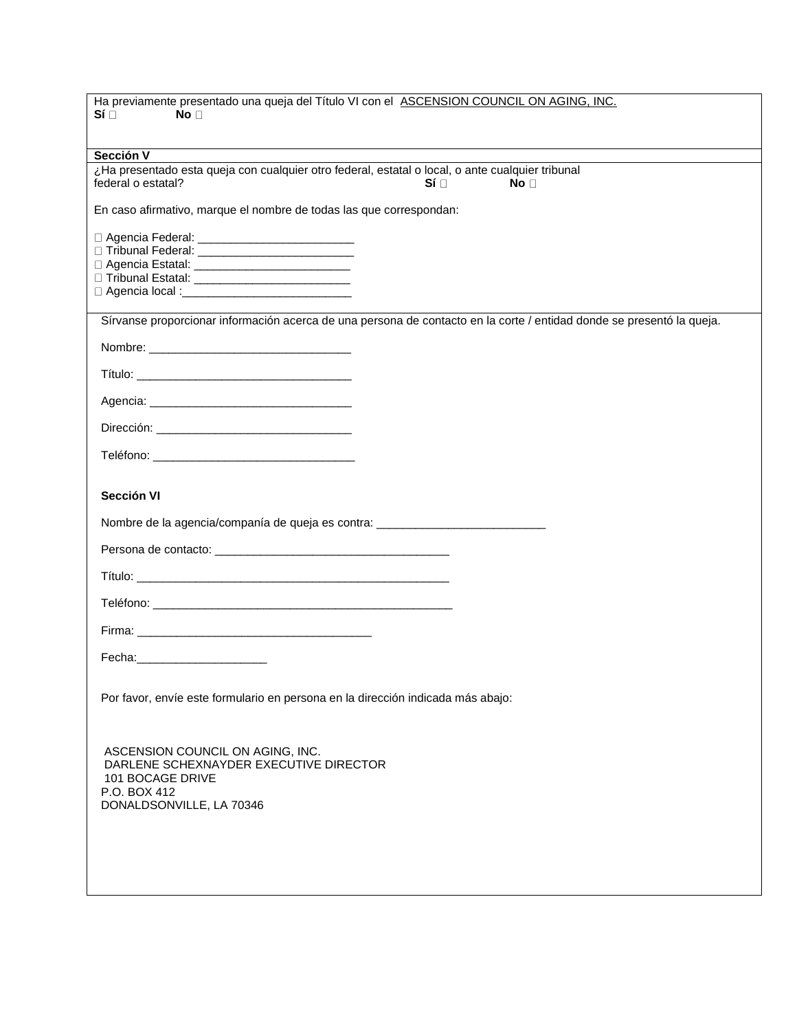Ha previamente presentado una queja del Título VI con el ASCENSION COUNCIL ON AGING, INC.

**Sí** ☐ **No** ☐

**Sección V**

¿Ha presentado esta queja con cualquier otro federal, estatal o local, o ante cualquier tribunal federal o estatal? **Sí** ☐ **No** ☐

En caso afirmativo, marque el nombre de todas las que correspondan:

☐ Agencia Federal: ________________________
☐ Tribunal Federal: ________________________
☐ Agencia Estatal: ________________________
☐ Tribunal Estatal: ________________________
☐ Agencia local :__________________________

Sírvanse proporcionar información acerca de una persona de contacto en la corte / entidad donde se presentó la queja.

Nombre: _______________________________

Título: _________________________________

Agencia: _______________________________

Dirección: ______________________________

Teléfono: _______________________________

**Sección VI**

Nombre de la agencia/compañía de queja es contra: __________________________

Persona de contacto: ____________________________________

Título: ________________________________________________

Teléfono: _______________________________________________

Firma: ____________________________________

Fecha:____________________

Por favor, envíe este formulario en persona en la dirección indicada más abajo:

ASCENSION COUNCIL ON AGING, INC.
DARLENE SCHEXNAYDER EXECUTIVE DIRECTOR
101 BOCAGE DRIVE
P.O. BOX 412
DONALDSONVILLE, LA 70346